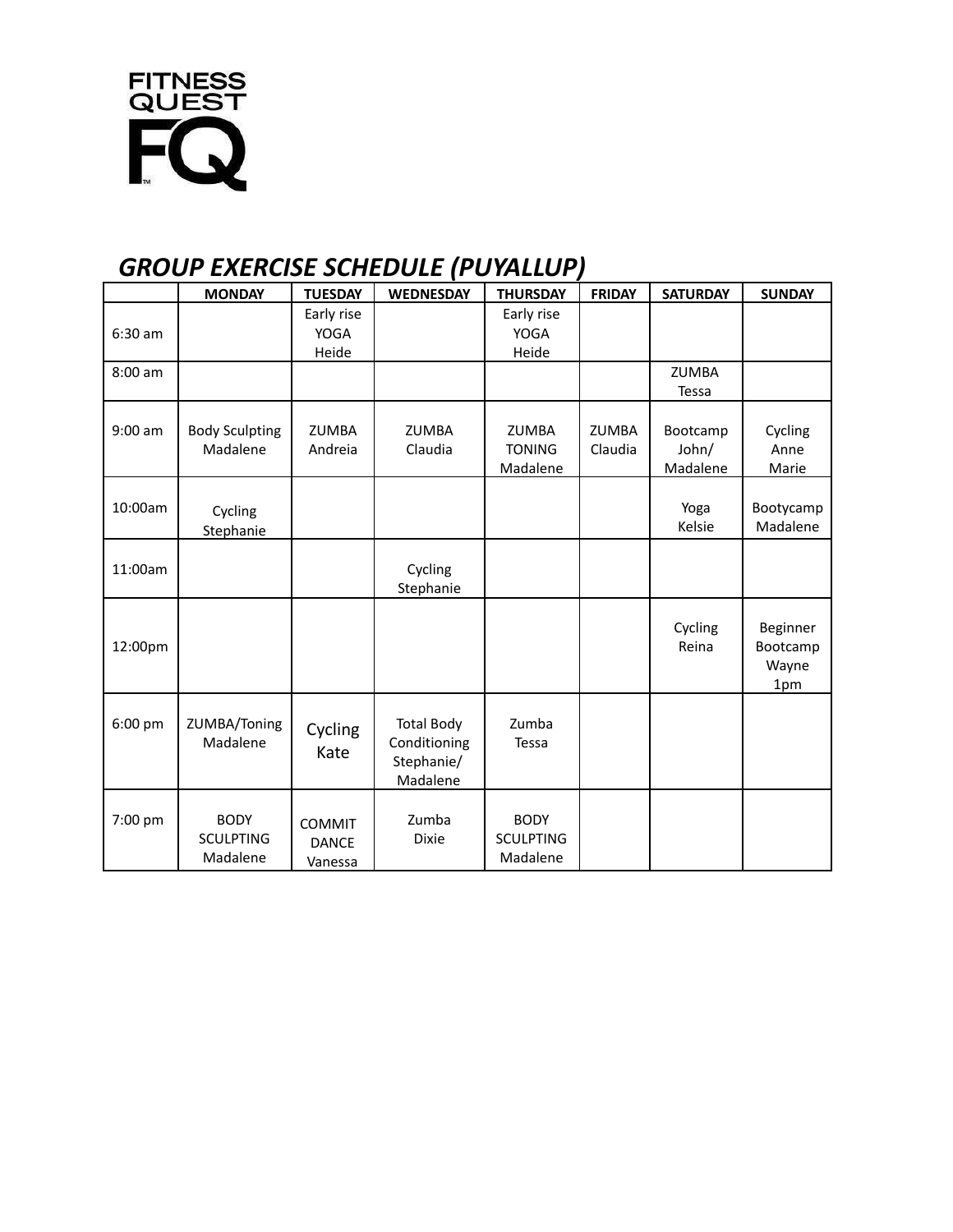FITNESS QUEST FQ

## *GROUP EXERCISE SCHEDULE (PUYALLUP)*

| | MONDAY | TUESDAY | WEDNESDAY | THURSDAY | FRIDAY | SATURDAY | SUNDAY |
|---|---|---|---|---|---|---|---|
| 6:30 am | | Early rise YOGA Heide | | Early rise YOGA Heide | | | |
| 8:00 am | | | | | | ZUMBA Tessa | |
| 9:00 am | Body Sculpting Madalene | ZUMBA Andreia | ZUMBA Claudia | ZUMBA TONING Madalene | ZUMBA Claudia | Bootcamp John/ Madalene | Cycling Anne Marie |
| 10:00am | Cycling Stephanie | | | | | Yoga Kelsie | Bootycamp Madalene |
| 11:00am | | | Cycling Stephanie | | | | |
| 12:00pm | | | | | | Cycling Reina | Beginner Bootcamp Wayne 1pm |
| 6:00 pm | ZUMBA/Toning Madalene | Cycling Kate | Total Body Conditioning Stephanie/ Madalene | Zumba Tessa | | | |
| 7:00 pm | BODY SCULPTING Madalene | COMMIT DANCE Vanessa | Zumba Dixie | BODY SCULPTING Madalene | | | |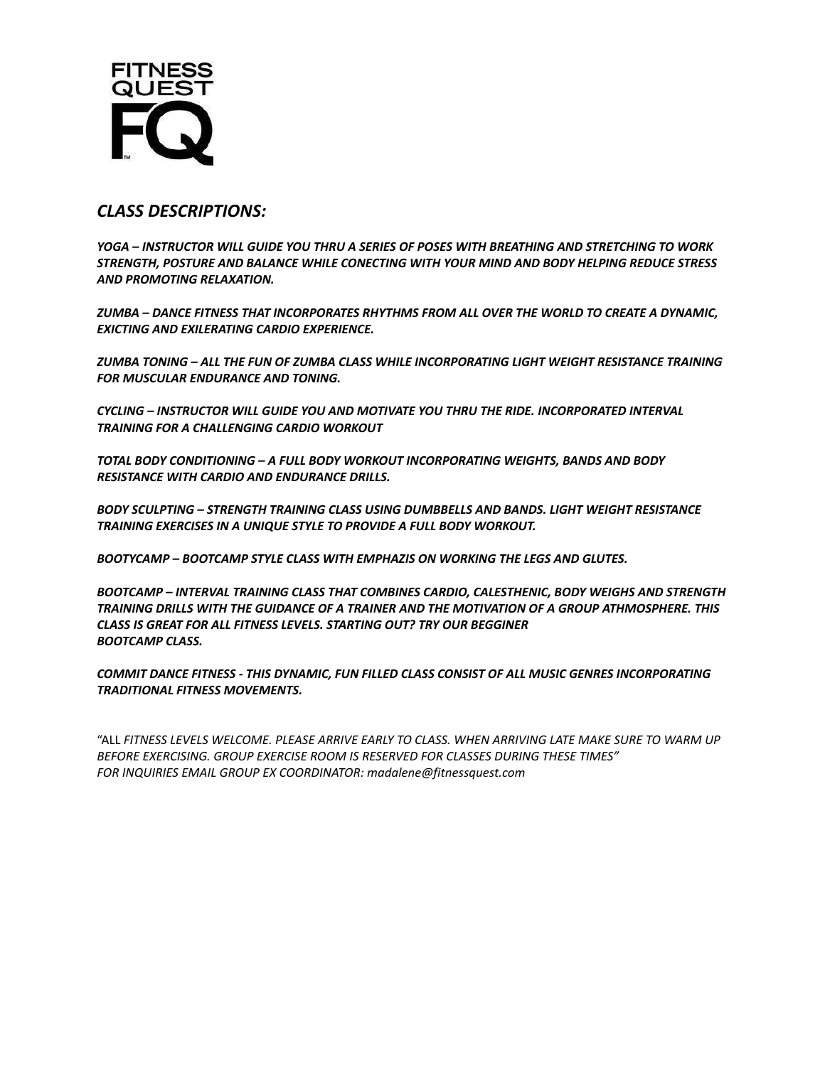FITNESS QUEST FQ

## *CLASS DESCRIPTIONS:*

***YOGA – INSTRUCTOR WILL GUIDE YOU THRU A SERIES OF POSES WITH BREATHING AND STRETCHING TO WORK STRENGTH, POSTURE AND BALANCE WHILE CONECTING WITH YOUR MIND AND BODY HELPING REDUCE STRESS AND PROMOTING RELAXATION.***

***ZUMBA – DANCE FITNESS THAT INCORPORATES RHYTHMS FROM ALL OVER THE WORLD TO CREATE A DYNAMIC, EXICTING AND EXILERATING CARDIO EXPERIENCE.***

***ZUMBA TONING – ALL THE FUN OF ZUMBA CLASS WHILE INCORPORATING LIGHT WEIGHT RESISTANCE TRAINING FOR MUSCULAR ENDURANCE AND TONING.***

***CYCLING – INSTRUCTOR WILL GUIDE YOU AND MOTIVATE YOU THRU THE RIDE. INCORPORATED INTERVAL TRAINING FOR A CHALLENGING CARDIO WORKOUT***

***TOTAL BODY CONDITIONING – A FULL BODY WORKOUT INCORPORATING WEIGHTS, BANDS AND BODY RESISTANCE WITH CARDIO AND ENDURANCE DRILLS.***

***BODY SCULPTING – STRENGTH TRAINING CLASS USING DUMBBELLS AND BANDS. LIGHT WEIGHT RESISTANCE TRAINING EXERCISES IN A UNIQUE STYLE TO PROVIDE A FULL BODY WORKOUT.***

***BOOTYCAMP – BOOTCAMP STYLE CLASS WITH EMPHAZIS ON WORKING THE LEGS AND GLUTES.***

***BOOTCAMP – INTERVAL TRAINING CLASS THAT COMBINES CARDIO, CALESTHENIC, BODY WEIGHS AND STRENGTH TRAINING DRILLS WITH THE GUIDANCE OF A TRAINER AND THE MOTIVATION OF A GROUP ATHMOSPHERE. THIS CLASS IS GREAT FOR ALL FITNESS LEVELS. STARTING OUT? TRY OUR BEGGINER BOOTCAMP CLASS.***

***COMMIT DANCE FITNESS - THIS DYNAMIC, FUN FILLED CLASS CONSIST OF ALL MUSIC GENRES INCORPORATING TRADITIONAL FITNESS MOVEMENTS.***

"ALL *FITNESS LEVELS WELCOME. PLEASE ARRIVE EARLY TO CLASS. WHEN ARRIVING LATE MAKE SURE TO WARM UP BEFORE EXERCISING. GROUP EXERCISE ROOM IS RESERVED FOR CLASSES DURING THESE TIMES"*
*FOR INQUIRIES EMAIL GROUP EX COORDINATOR: madalene@fitnessquest.com*